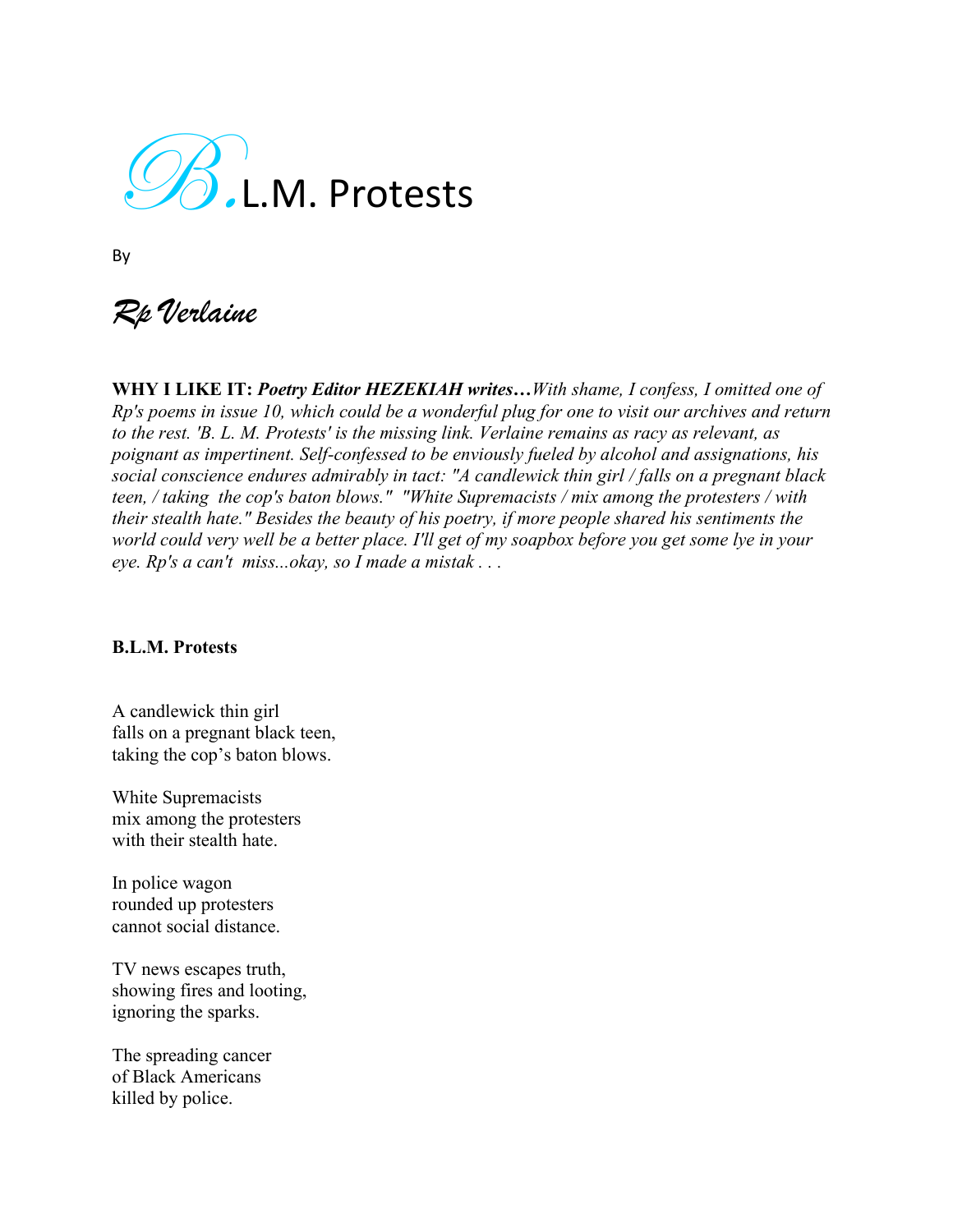# B.L.M. Protests

By

*Rp Verlaine*

**WHY I LIKE IT:** ***Poetry Editor HEZEKIAH writes…****With shame, I confess, I omitted one of Rp's poems in issue 10, which could be a wonderful plug for one to visit our archives and return to the rest. 'B. L. M. Protests' is the missing link. Verlaine remains as racy as relevant, as poignant as impertinent. Self-confessed to be enviously fueled by alcohol and assignations, his social conscience endures admirably in tact: "A candlewick thin girl / falls on a pregnant black teen, / taking  the cop's baton blows."  "White Supremacists / mix among the protesters / with their stealth hate." Besides the beauty of his poetry, if more people shared his sentiments the world could very well be a better place. I'll get of my soapbox before you get some lye in your eye. Rp's a can't  miss...okay, so I made a mistak . . .*

**B.L.M. Protests**

A candlewick thin girl  
falls on a pregnant black teen,  
taking the cop's baton blows.

White Supremacists  
mix among the protesters  
with their stealth hate.

In police wagon  
rounded up protesters  
cannot social distance.

TV news escapes truth,  
showing fires and looting,  
ignoring the sparks.

The spreading cancer  
of Black Americans  
killed by police.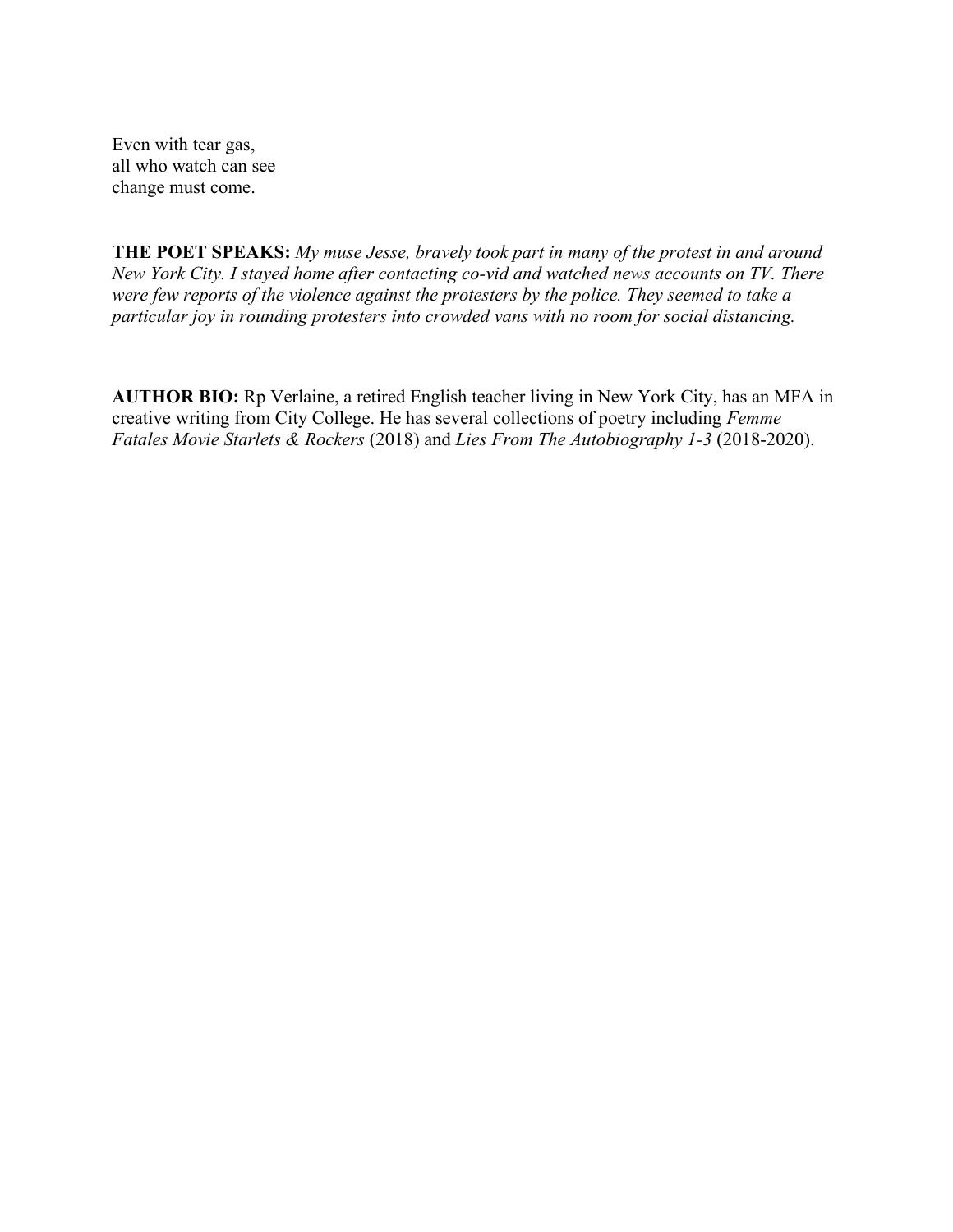Even with tear gas,  
all who watch can see  
change must come.

**THE POET SPEAKS:** *My muse Jesse, bravely took part in many of the protest in and around New York City. I stayed home after contacting co-vid and watched news accounts on TV. There were few reports of the violence against the protesters by the police. They seemed to take a particular joy in rounding protesters into crowded vans with no room for social distancing.*

**AUTHOR BIO:** Rp Verlaine, a retired English teacher living in New York City, has an MFA in creative writing from City College. He has several collections of poetry including *Femme Fatales Movie Starlets & Rockers* (2018) and *Lies From The Autobiography 1-3* (2018-2020).